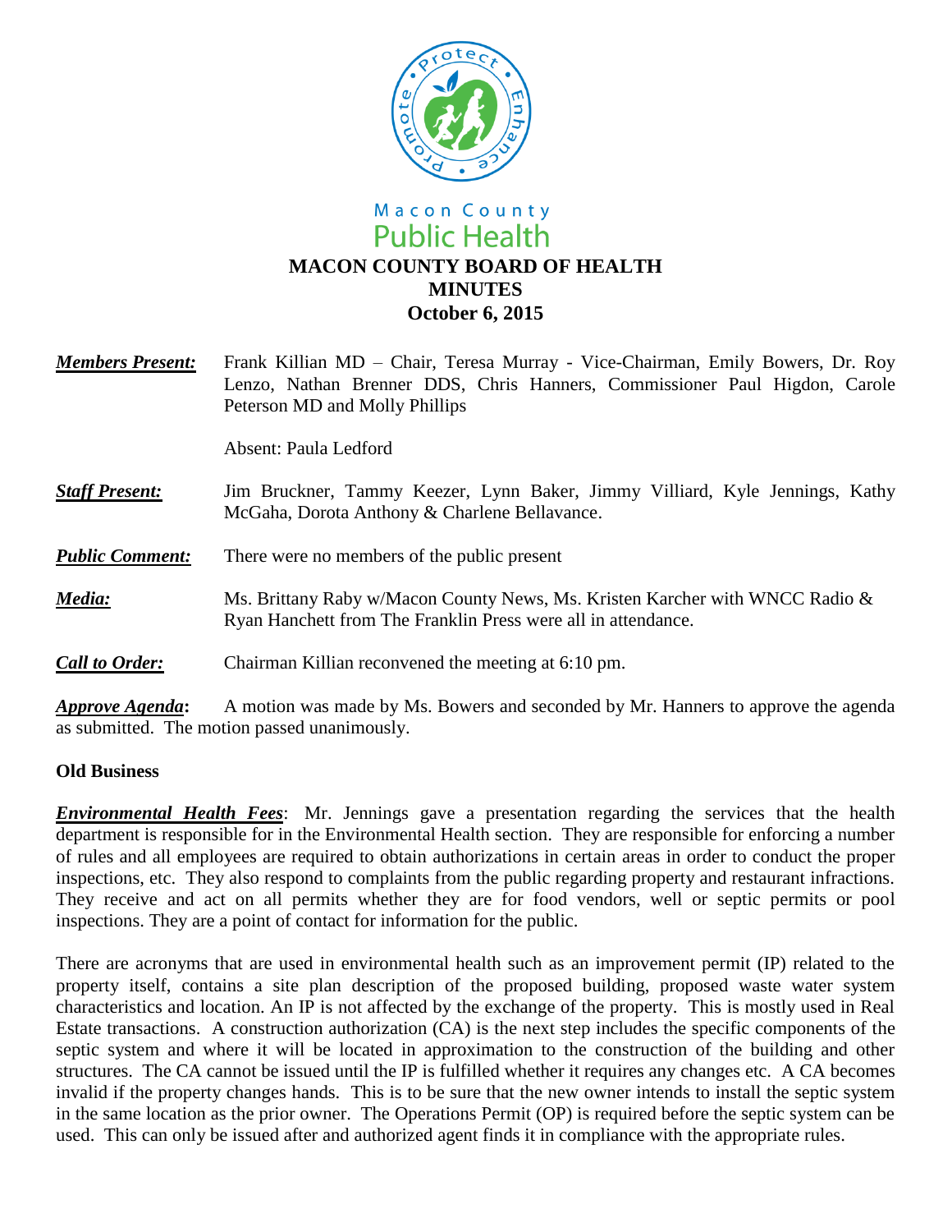Macon County
Public Health

# MACON COUNTY BOARD OF HEALTH
## MINUTES
### October 6, 2015

***Members Present:*** Frank Killian MD – Chair, Teresa Murray - Vice-Chairman, Emily Bowers, Dr. Roy Lenzo, Nathan Brenner DDS, Chris Hanners, Commissioner Paul Higdon, Carole Peterson MD and Molly Phillips

Absent: Paula Ledford

***Staff Present:*** Jim Bruckner, Tammy Keezer, Lynn Baker, Jimmy Villiard, Kyle Jennings, Kathy McGaha, Dorota Anthony & Charlene Bellavance.

***Public Comment:*** There were no members of the public present

***Media:*** Ms. Brittany Raby w/Macon County News, Ms. Kristen Karcher with WNCC Radio & Ryan Hanchett from The Franklin Press were all in attendance.

***Call to Order:*** Chairman Killian reconvened the meeting at 6:10 pm.

***Approve Agenda*****:** A motion was made by Ms. Bowers and seconded by Mr. Hanners to approve the agenda as submitted. The motion passed unanimously.

**Old Business**

***Environmental Health Fees***: Mr. Jennings gave a presentation regarding the services that the health department is responsible for in the Environmental Health section. They are responsible for enforcing a number of rules and all employees are required to obtain authorizations in certain areas in order to conduct the proper inspections, etc. They also respond to complaints from the public regarding property and restaurant infractions. They receive and act on all permits whether they are for food vendors, well or septic permits or pool inspections. They are a point of contact for information for the public.

There are acronyms that are used in environmental health such as an improvement permit (IP) related to the property itself, contains a site plan description of the proposed building, proposed waste water system characteristics and location. An IP is not affected by the exchange of the property. This is mostly used in Real Estate transactions. A construction authorization (CA) is the next step includes the specific components of the septic system and where it will be located in approximation to the construction of the building and other structures. The CA cannot be issued until the IP is fulfilled whether it requires any changes etc. A CA becomes invalid if the property changes hands. This is to be sure that the new owner intends to install the septic system in the same location as the prior owner. The Operations Permit (OP) is required before the septic system can be used. This can only be issued after and authorized agent finds it in compliance with the appropriate rules.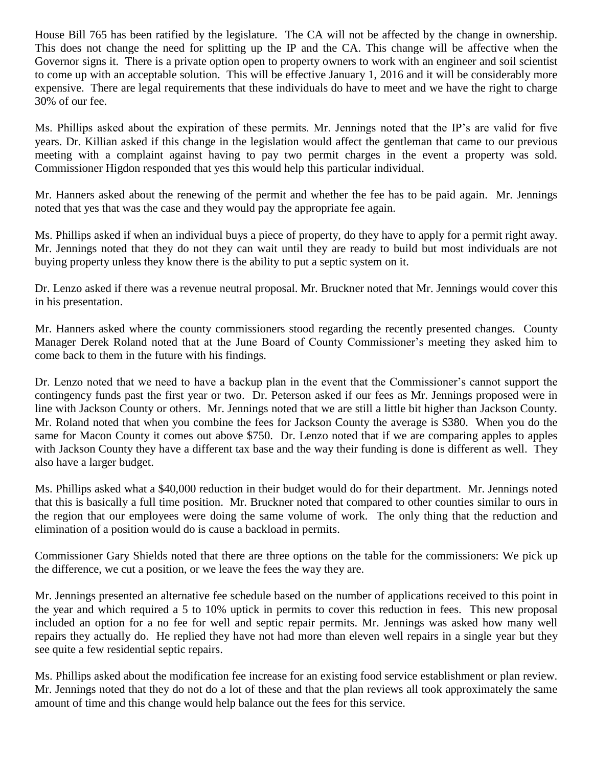House Bill 765 has been ratified by the legislature. The CA will not be affected by the change in ownership. This does not change the need for splitting up the IP and the CA. This change will be affective when the Governor signs it. There is a private option open to property owners to work with an engineer and soil scientist to come up with an acceptable solution. This will be effective January 1, 2016 and it will be considerably more expensive. There are legal requirements that these individuals do have to meet and we have the right to charge 30% of our fee.

Ms. Phillips asked about the expiration of these permits. Mr. Jennings noted that the IP's are valid for five years. Dr. Killian asked if this change in the legislation would affect the gentleman that came to our previous meeting with a complaint against having to pay two permit charges in the event a property was sold. Commissioner Higdon responded that yes this would help this particular individual.

Mr. Hanners asked about the renewing of the permit and whether the fee has to be paid again. Mr. Jennings noted that yes that was the case and they would pay the appropriate fee again.

Ms. Phillips asked if when an individual buys a piece of property, do they have to apply for a permit right away. Mr. Jennings noted that they do not they can wait until they are ready to build but most individuals are not buying property unless they know there is the ability to put a septic system on it.

Dr. Lenzo asked if there was a revenue neutral proposal. Mr. Bruckner noted that Mr. Jennings would cover this in his presentation.

Mr. Hanners asked where the county commissioners stood regarding the recently presented changes. County Manager Derek Roland noted that at the June Board of County Commissioner's meeting they asked him to come back to them in the future with his findings.

Dr. Lenzo noted that we need to have a backup plan in the event that the Commissioner's cannot support the contingency funds past the first year or two. Dr. Peterson asked if our fees as Mr. Jennings proposed were in line with Jackson County or others. Mr. Jennings noted that we are still a little bit higher than Jackson County. Mr. Roland noted that when you combine the fees for Jackson County the average is $380. When you do the same for Macon County it comes out above $750. Dr. Lenzo noted that if we are comparing apples to apples with Jackson County they have a different tax base and the way their funding is done is different as well. They also have a larger budget.

Ms. Phillips asked what a $40,000 reduction in their budget would do for their department. Mr. Jennings noted that this is basically a full time position. Mr. Bruckner noted that compared to other counties similar to ours in the region that our employees were doing the same volume of work. The only thing that the reduction and elimination of a position would do is cause a backload in permits.

Commissioner Gary Shields noted that there are three options on the table for the commissioners: We pick up the difference, we cut a position, or we leave the fees the way they are.

Mr. Jennings presented an alternative fee schedule based on the number of applications received to this point in the year and which required a 5 to 10% uptick in permits to cover this reduction in fees. This new proposal included an option for a no fee for well and septic repair permits. Mr. Jennings was asked how many well repairs they actually do. He replied they have not had more than eleven well repairs in a single year but they see quite a few residential septic repairs.

Ms. Phillips asked about the modification fee increase for an existing food service establishment or plan review. Mr. Jennings noted that they do not do a lot of these and that the plan reviews all took approximately the same amount of time and this change would help balance out the fees for this service.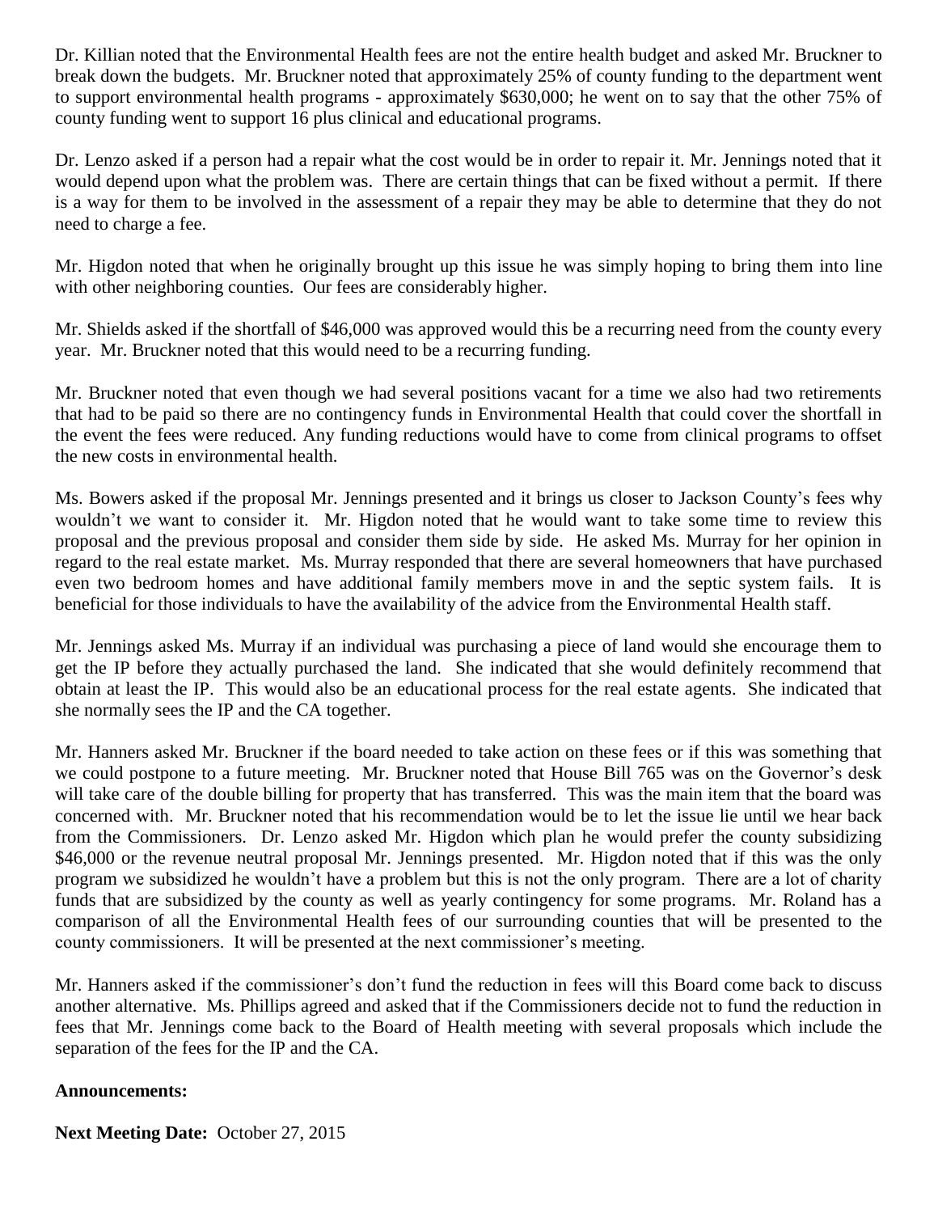Dr. Killian noted that the Environmental Health fees are not the entire health budget and asked Mr. Bruckner to break down the budgets. Mr. Bruckner noted that approximately 25% of county funding to the department went to support environmental health programs - approximately $630,000; he went on to say that the other 75% of county funding went to support 16 plus clinical and educational programs.

Dr. Lenzo asked if a person had a repair what the cost would be in order to repair it. Mr. Jennings noted that it would depend upon what the problem was. There are certain things that can be fixed without a permit. If there is a way for them to be involved in the assessment of a repair they may be able to determine that they do not need to charge a fee.

Mr. Higdon noted that when he originally brought up this issue he was simply hoping to bring them into line with other neighboring counties. Our fees are considerably higher.

Mr. Shields asked if the shortfall of $46,000 was approved would this be a recurring need from the county every year. Mr. Bruckner noted that this would need to be a recurring funding.

Mr. Bruckner noted that even though we had several positions vacant for a time we also had two retirements that had to be paid so there are no contingency funds in Environmental Health that could cover the shortfall in the event the fees were reduced. Any funding reductions would have to come from clinical programs to offset the new costs in environmental health.

Ms. Bowers asked if the proposal Mr. Jennings presented and it brings us closer to Jackson County's fees why wouldn't we want to consider it. Mr. Higdon noted that he would want to take some time to review this proposal and the previous proposal and consider them side by side. He asked Ms. Murray for her opinion in regard to the real estate market. Ms. Murray responded that there are several homeowners that have purchased even two bedroom homes and have additional family members move in and the septic system fails. It is beneficial for those individuals to have the availability of the advice from the Environmental Health staff.

Mr. Jennings asked Ms. Murray if an individual was purchasing a piece of land would she encourage them to get the IP before they actually purchased the land. She indicated that she would definitely recommend that obtain at least the IP. This would also be an educational process for the real estate agents. She indicated that she normally sees the IP and the CA together.

Mr. Hanners asked Mr. Bruckner if the board needed to take action on these fees or if this was something that we could postpone to a future meeting. Mr. Bruckner noted that House Bill 765 was on the Governor's desk will take care of the double billing for property that has transferred. This was the main item that the board was concerned with. Mr. Bruckner noted that his recommendation would be to let the issue lie until we hear back from the Commissioners. Dr. Lenzo asked Mr. Higdon which plan he would prefer the county subsidizing $46,000 or the revenue neutral proposal Mr. Jennings presented. Mr. Higdon noted that if this was the only program we subsidized he wouldn't have a problem but this is not the only program. There are a lot of charity funds that are subsidized by the county as well as yearly contingency for some programs. Mr. Roland has a comparison of all the Environmental Health fees of our surrounding counties that will be presented to the county commissioners. It will be presented at the next commissioner's meeting.

Mr. Hanners asked if the commissioner's don't fund the reduction in fees will this Board come back to discuss another alternative. Ms. Phillips agreed and asked that if the Commissioners decide not to fund the reduction in fees that Mr. Jennings come back to the Board of Health meeting with several proposals which include the separation of the fees for the IP and the CA.

**Announcements:**

**Next Meeting Date:** October 27, 2015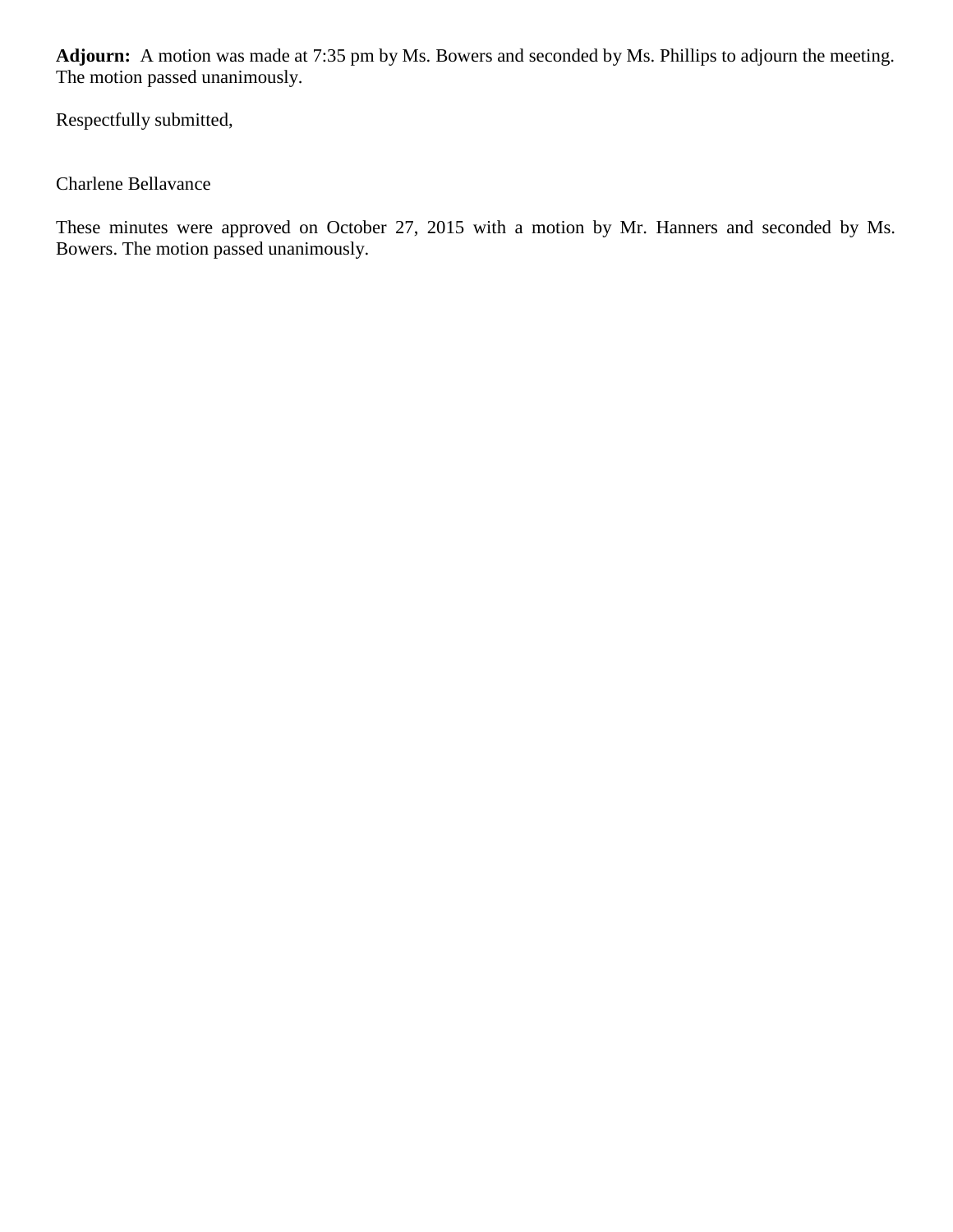**Adjourn:** A motion was made at 7:35 pm by Ms. Bowers and seconded by Ms. Phillips to adjourn the meeting. The motion passed unanimously.

Respectfully submitted,

Charlene Bellavance

These minutes were approved on October 27, 2015 with a motion by Mr. Hanners and seconded by Ms. Bowers. The motion passed unanimously.